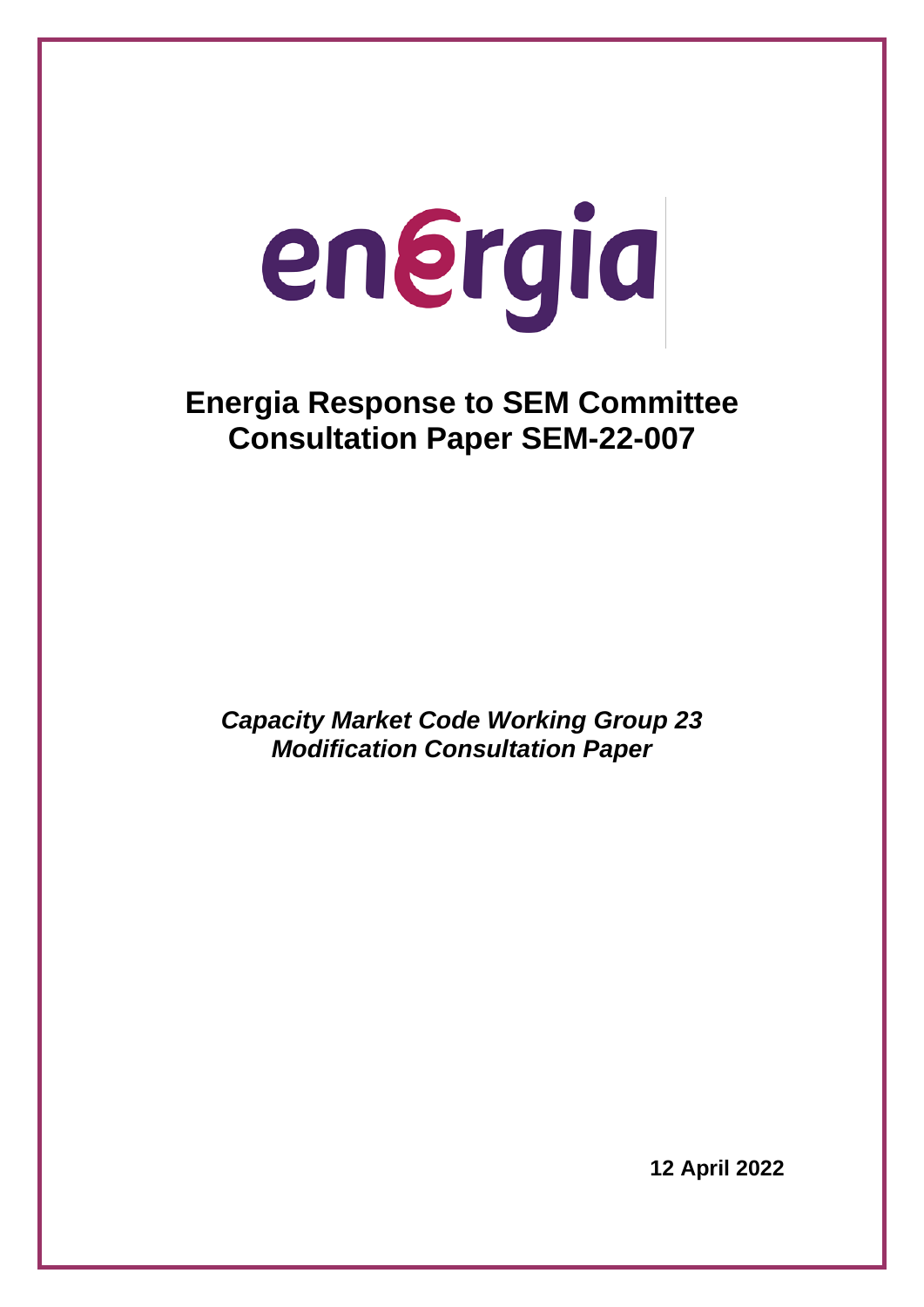energia

# Energia Response to SEM Committee Consultation Paper SEM-22-007

***Capacity Market Code Working Group 23***
***Modification Consultation Paper***

**12 April 2022**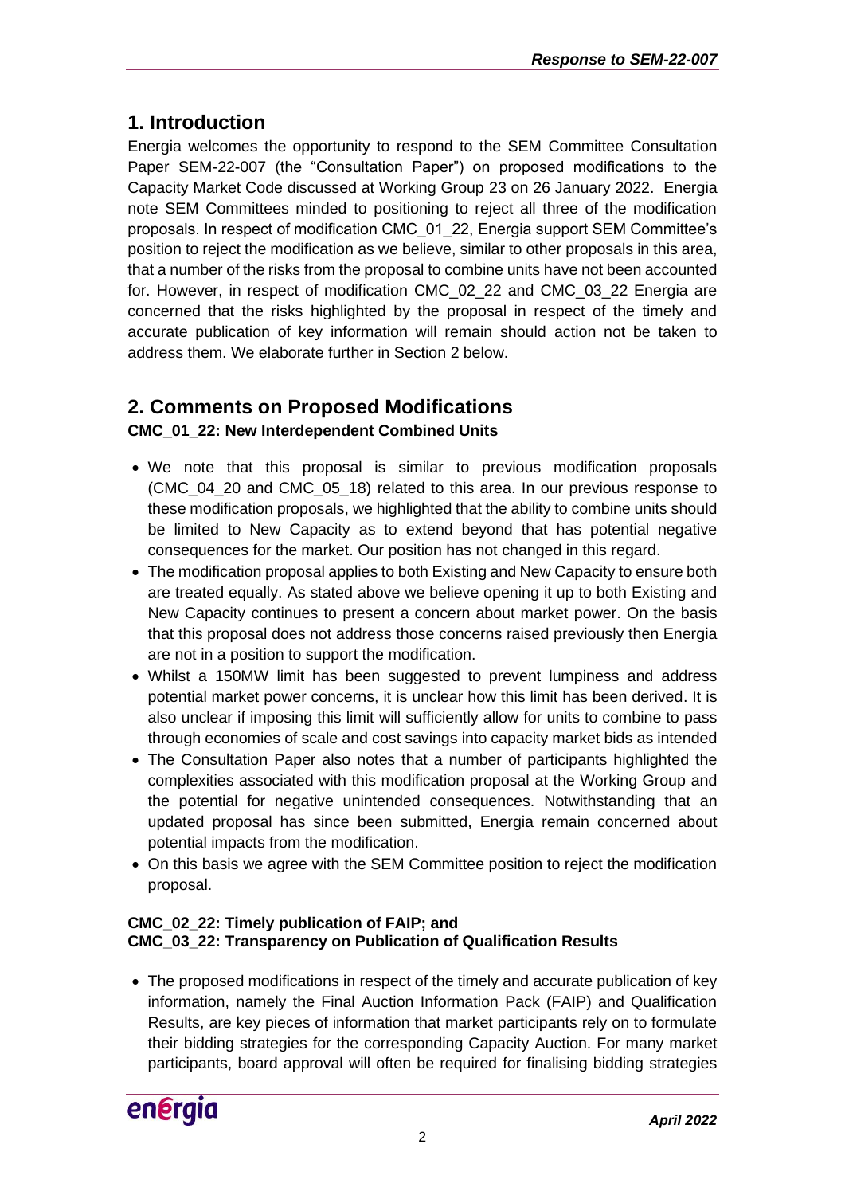# 1. Introduction

Energia welcomes the opportunity to respond to the SEM Committee Consultation Paper SEM-22-007 (the "Consultation Paper") on proposed modifications to the Capacity Market Code discussed at Working Group 23 on 26 January 2022. Energia note SEM Committees minded to positioning to reject all three of the modification proposals. In respect of modification CMC_01_22, Energia support SEM Committee's position to reject the modification as we believe, similar to other proposals in this area, that a number of the risks from the proposal to combine units have not been accounted for. However, in respect of modification CMC_02_22 and CMC_03_22 Energia are concerned that the risks highlighted by the proposal in respect of the timely and accurate publication of key information will remain should action not be taken to address them. We elaborate further in Section 2 below.

# 2. Comments on Proposed Modifications

**CMC_01_22: New Interdependent Combined Units**

- We note that this proposal is similar to previous modification proposals (CMC_04_20 and CMC_05_18) related to this area. In our previous response to these modification proposals, we highlighted that the ability to combine units should be limited to New Capacity as to extend beyond that has potential negative consequences for the market. Our position has not changed in this regard.
- The modification proposal applies to both Existing and New Capacity to ensure both are treated equally. As stated above we believe opening it up to both Existing and New Capacity continues to present a concern about market power. On the basis that this proposal does not address those concerns raised previously then Energia are not in a position to support the modification.
- Whilst a 150MW limit has been suggested to prevent lumpiness and address potential market power concerns, it is unclear how this limit has been derived. It is also unclear if imposing this limit will sufficiently allow for units to combine to pass through economies of scale and cost savings into capacity market bids as intended
- The Consultation Paper also notes that a number of participants highlighted the complexities associated with this modification proposal at the Working Group and the potential for negative unintended consequences. Notwithstanding that an updated proposal has since been submitted, Energia remain concerned about potential impacts from the modification.
- On this basis we agree with the SEM Committee position to reject the modification proposal.

**CMC_02_22: Timely publication of FAIP; and**
**CMC_03_22: Transparency on Publication of Qualification Results**

- The proposed modifications in respect of the timely and accurate publication of key information, namely the Final Auction Information Pack (FAIP) and Qualification Results, are key pieces of information that market participants rely on to formulate their bidding strategies for the corresponding Capacity Auction. For many market participants, board approval will often be required for finalising bidding strategies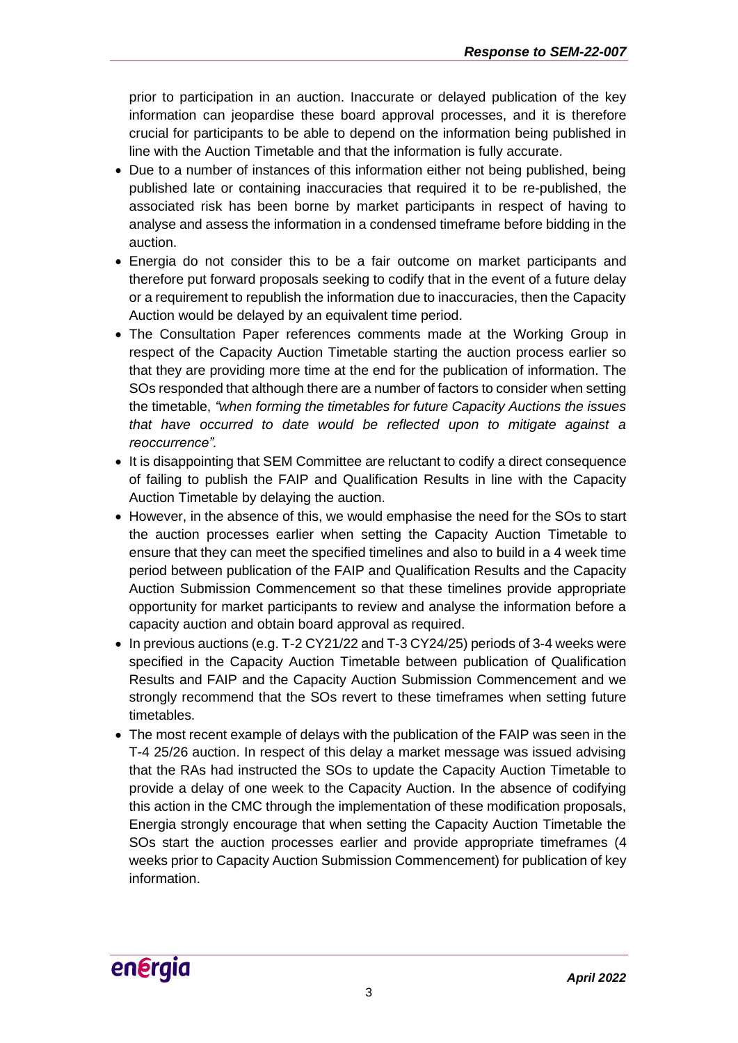prior to participation in an auction. Inaccurate or delayed publication of the key information can jeopardise these board approval processes, and it is therefore crucial for participants to be able to depend on the information being published in line with the Auction Timetable and that the information is fully accurate.

- Due to a number of instances of this information either not being published, being published late or containing inaccuracies that required it to be re-published, the associated risk has been borne by market participants in respect of having to analyse and assess the information in a condensed timeframe before bidding in the auction.
- Energia do not consider this to be a fair outcome on market participants and therefore put forward proposals seeking to codify that in the event of a future delay or a requirement to republish the information due to inaccuracies, then the Capacity Auction would be delayed by an equivalent time period.
- The Consultation Paper references comments made at the Working Group in respect of the Capacity Auction Timetable starting the auction process earlier so that they are providing more time at the end for the publication of information. The SOs responded that although there are a number of factors to consider when setting the timetable, *"when forming the timetables for future Capacity Auctions the issues that have occurred to date would be reflected upon to mitigate against a reoccurrence".*
- It is disappointing that SEM Committee are reluctant to codify a direct consequence of failing to publish the FAIP and Qualification Results in line with the Capacity Auction Timetable by delaying the auction.
- However, in the absence of this, we would emphasise the need for the SOs to start the auction processes earlier when setting the Capacity Auction Timetable to ensure that they can meet the specified timelines and also to build in a 4 week time period between publication of the FAIP and Qualification Results and the Capacity Auction Submission Commencement so that these timelines provide appropriate opportunity for market participants to review and analyse the information before a capacity auction and obtain board approval as required.
- In previous auctions (e.g. T-2 CY21/22 and T-3 CY24/25) periods of 3-4 weeks were specified in the Capacity Auction Timetable between publication of Qualification Results and FAIP and the Capacity Auction Submission Commencement and we strongly recommend that the SOs revert to these timeframes when setting future timetables.
- The most recent example of delays with the publication of the FAIP was seen in the T-4 25/26 auction. In respect of this delay a market message was issued advising that the RAs had instructed the SOs to update the Capacity Auction Timetable to provide a delay of one week to the Capacity Auction. In the absence of codifying this action in the CMC through the implementation of these modification proposals, Energia strongly encourage that when setting the Capacity Auction Timetable the SOs start the auction processes earlier and provide appropriate timeframes (4 weeks prior to Capacity Auction Submission Commencement) for publication of key information.